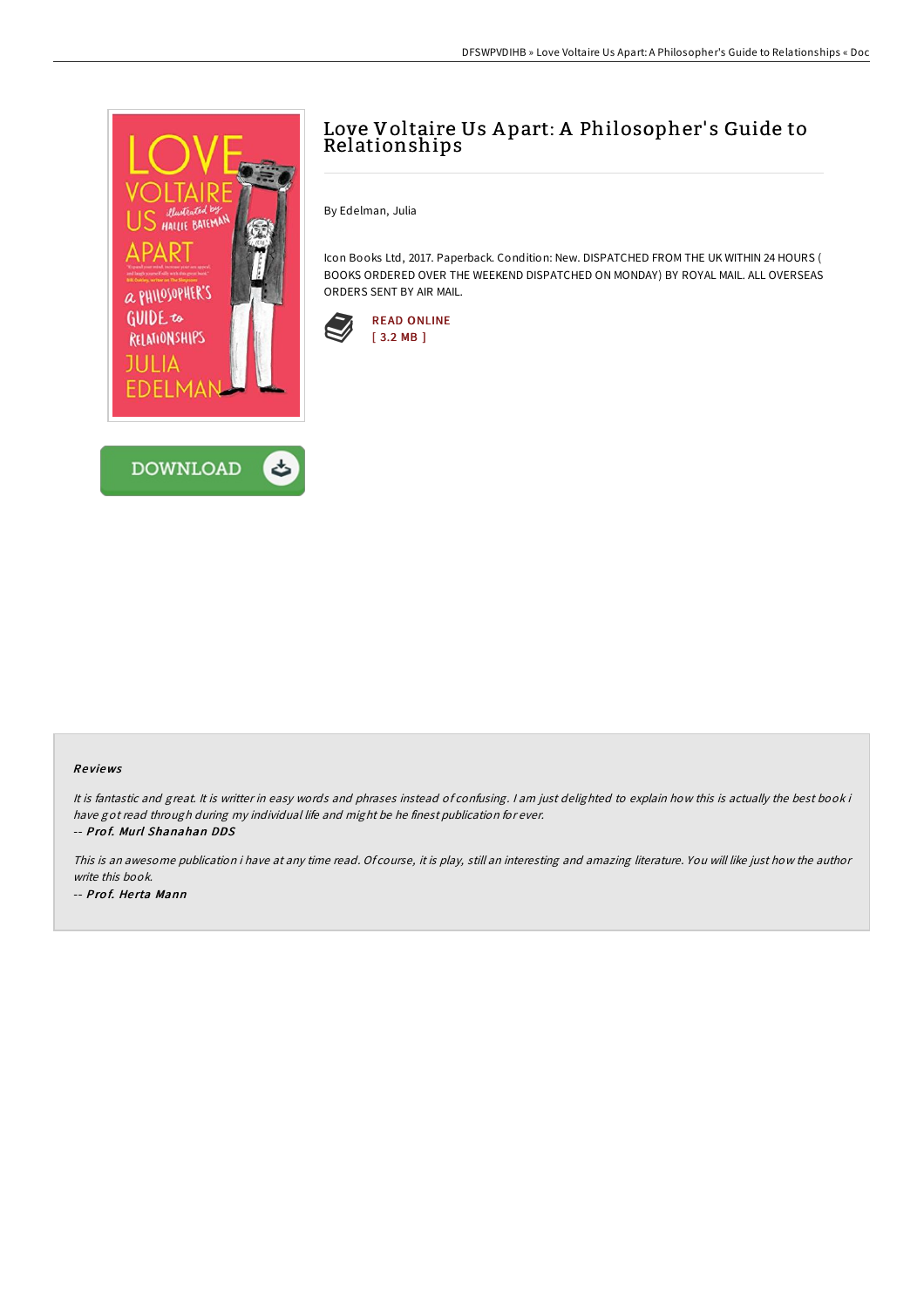# Love Voltaire Us Apart: A Philosopher's Guide to Relationships

By Edelman, Julia

Icon Books Ltd, 2017. Paperback. Condition: New. DISPATCHED FROM THE UK WITHIN 24 HOURS ( BOOKS ORDERED OVER THE WEEKEND DISPATCHED ON MONDAY) BY ROYAL MAIL. ALL OVERSEAS ORDERS SENT BY AIR MAIL.

READ ONLINE
[ 3.2 MB ]

DOWNLOAD

### Reviews

*It is fantastic and great. It is writter in easy words and phrases instead of confusing. I am just delighted to explain how this is actually the best book i have got read through during my individual life and might be he finest publication for ever.*

-- ***Prof. Murl Shanahan DDS***

*This is an awesome publication i have at any time read. Of course, it is play, still an interesting and amazing literature. You will like just how the author write this book.*

-- ***Prof. Herta Mann***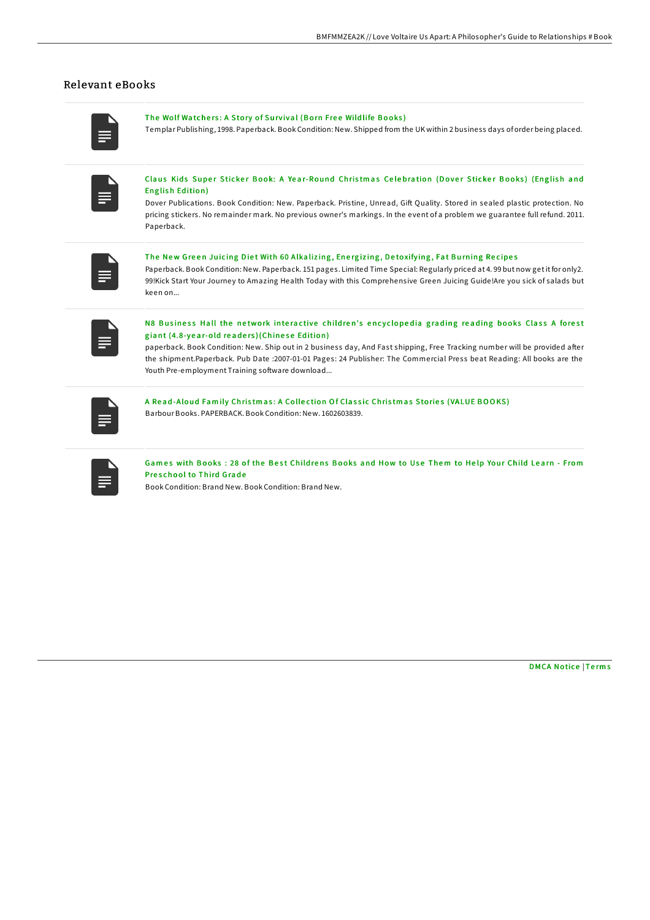## Relevant eBooks

**The Wolf Watchers: A Story of Survival (Born Free Wildlife Books)**

Templar Publishing, 1998. Paperback. Book Condition: New. Shipped from the UK within 2 business days of order being placed.

**Claus Kids Super Sticker Book: A Year-Round Christmas Celebration (Dover Sticker Books) (English and English Edition)**

Dover Publications. Book Condition: New. Paperback. Pristine, Unread, Gift Quality. Stored in sealed plastic protection. No pricing stickers. No remainder mark. No previous owner's markings. In the event of a problem we guarantee full refund. 2011. Paperback.

**The New Green Juicing Diet With 60 Alkalizing, Energizing, Detoxifying, Fat Burning Recipes**

Paperback. Book Condition: New. Paperback. 151 pages. Limited Time Special: Regularly priced at 4.99 but now get it for only2.99!Kick Start Your Journey to Amazing Health Today with this Comprehensive Green Juicing Guide!Are you sick of salads but keen on...

**N8 Business Hall the network interactive children's encyclopedia grading reading books Class A forest giant (4.8-year-old readers)(Chinese Edition)**

paperback. Book Condition: New. Ship out in 2 business day, And Fast shipping, Free Tracking number will be provided after the shipment.Paperback. Pub Date :2007-01-01 Pages: 24 Publisher: The Commercial Press beat Reading: All books are the Youth Pre-employment Training software download...

**A Read-Aloud Family Christmas: A Collection Of Classic Christmas Stories (VALUE BOOKS)**

Barbour Books. PAPERBACK. Book Condition: New. 1602603839.

**Games with Books : 28 of the Best Childrens Books and How to Use Them to Help Your Child Learn - From Preschool to Third Grade**

Book Condition: Brand New. Book Condition: Brand New.

DMCA Notice | Terms